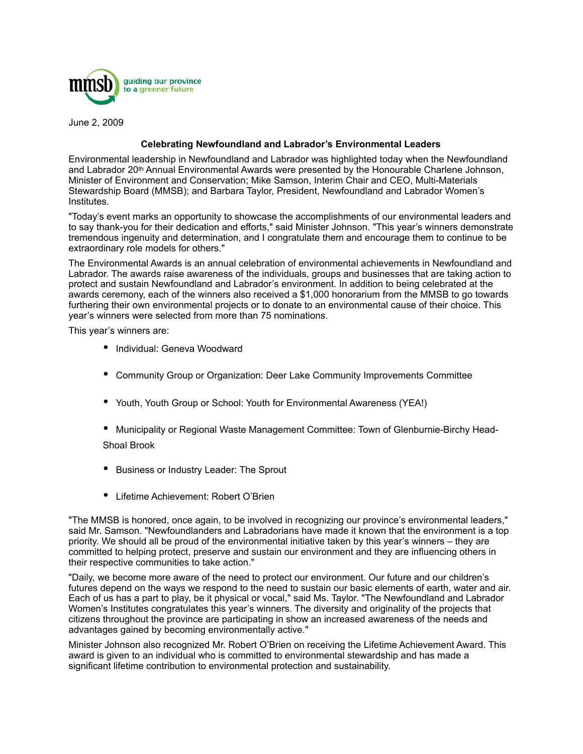mmsb guiding our province to a greener future

June 2, 2009

**Celebrating Newfoundland and Labrador's Environmental Leaders**

Environmental leadership in Newfoundland and Labrador was highlighted today when the Newfoundland and Labrador 20th Annual Environmental Awards were presented by the Honourable Charlene Johnson, Minister of Environment and Conservation; Mike Samson, Interim Chair and CEO, Multi-Materials Stewardship Board (MMSB); and Barbara Taylor, President, Newfoundland and Labrador Women's Institutes.

"Today's event marks an opportunity to showcase the accomplishments of our environmental leaders and to say thank-you for their dedication and efforts," said Minister Johnson. "This year's winners demonstrate tremendous ingenuity and determination, and I congratulate them and encourage them to continue to be extraordinary role models for others."

The Environmental Awards is an annual celebration of environmental achievements in Newfoundland and Labrador. The awards raise awareness of the individuals, groups and businesses that are taking action to protect and sustain Newfoundland and Labrador's environment. In addition to being celebrated at the awards ceremony, each of the winners also received a $1,000 honorarium from the MMSB to go towards furthering their own environmental projects or to donate to an environmental cause of their choice. This year's winners were selected from more than 75 nominations.

This year's winners are:

- Individual: Geneva Woodward
- Community Group or Organization: Deer Lake Community Improvements Committee
- Youth, Youth Group or School: Youth for Environmental Awareness (YEA!)
- Municipality or Regional Waste Management Committee: Town of Glenburnie-Birchy Head-Shoal Brook
- Business or Industry Leader: The Sprout
- Lifetime Achievement: Robert O'Brien

"The MMSB is honored, once again, to be involved in recognizing our province's environmental leaders," said Mr. Samson. "Newfoundlanders and Labradorians have made it known that the environment is a top priority. We should all be proud of the environmental initiative taken by this year's winners – they are committed to helping protect, preserve and sustain our environment and they are influencing others in their respective communities to take action."

"Daily, we become more aware of the need to protect our environment. Our future and our children's futures depend on the ways we respond to the need to sustain our basic elements of earth, water and air. Each of us has a part to play, be it physical or vocal," said Ms. Taylor. "The Newfoundland and Labrador Women's Institutes congratulates this year's winners. The diversity and originality of the projects that citizens throughout the province are participating in show an increased awareness of the needs and advantages gained by becoming environmentally active."

Minister Johnson also recognized Mr. Robert O'Brien on receiving the Lifetime Achievement Award. This award is given to an individual who is committed to environmental stewardship and has made a significant lifetime contribution to environmental protection and sustainability.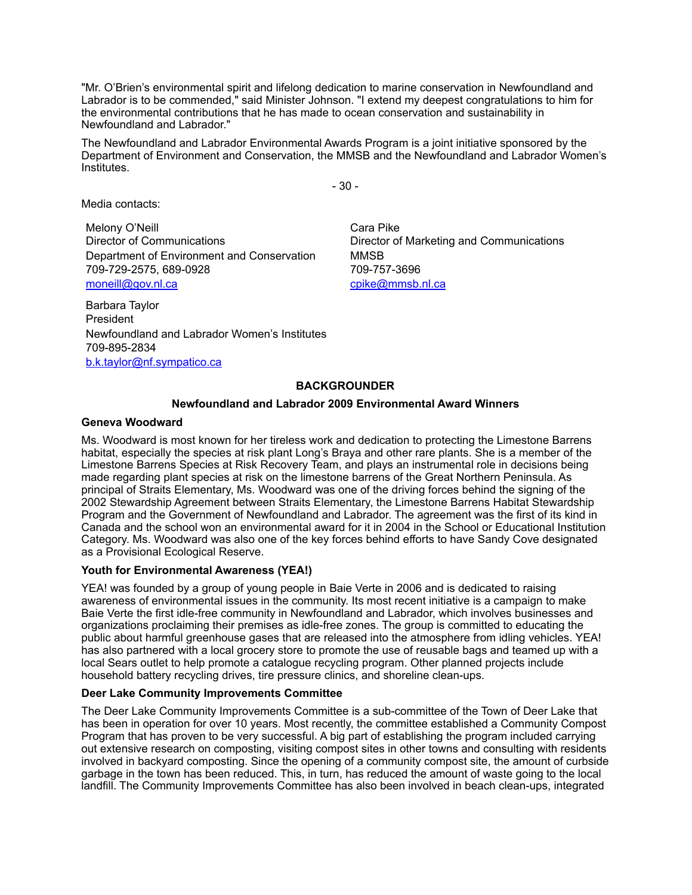"Mr. O'Brien's environmental spirit and lifelong dedication to marine conservation in Newfoundland and Labrador is to be commended," said Minister Johnson. "I extend my deepest congratulations to him for the environmental contributions that he has made to ocean conservation and sustainability in Newfoundland and Labrador."

The Newfoundland and Labrador Environmental Awards Program is a joint initiative sponsored by the Department of Environment and Conservation, the MMSB and the Newfoundland and Labrador Women's Institutes.

- 30 -

Media contacts:

Melony O'Neill
Director of Communications
Department of Environment and Conservation
709-729-2575, 689-0928
moneill@gov.nl.ca

Cara Pike
Director of Marketing and Communications
MMSB
709-757-3696
cpike@mmsb.nl.ca

Barbara Taylor
President
Newfoundland and Labrador Women's Institutes
709-895-2834
b.k.taylor@nf.sympatico.ca

## BACKGROUNDER

### Newfoundland and Labrador 2009 Environmental Award Winners

**Geneva Woodward**

Ms. Woodward is most known for her tireless work and dedication to protecting the Limestone Barrens habitat, especially the species at risk plant Long's Braya and other rare plants. She is a member of the Limestone Barrens Species at Risk Recovery Team, and plays an instrumental role in decisions being made regarding plant species at risk on the limestone barrens of the Great Northern Peninsula. As principal of Straits Elementary, Ms. Woodward was one of the driving forces behind the signing of the 2002 Stewardship Agreement between Straits Elementary, the Limestone Barrens Habitat Stewardship Program and the Government of Newfoundland and Labrador. The agreement was the first of its kind in Canada and the school won an environmental award for it in 2004 in the School or Educational Institution Category. Ms. Woodward was also one of the key forces behind efforts to have Sandy Cove designated as a Provisional Ecological Reserve.

**Youth for Environmental Awareness (YEA!)**

YEA! was founded by a group of young people in Baie Verte in 2006 and is dedicated to raising awareness of environmental issues in the community. Its most recent initiative is a campaign to make Baie Verte the first idle-free community in Newfoundland and Labrador, which involves businesses and organizations proclaiming their premises as idle-free zones. The group is committed to educating the public about harmful greenhouse gases that are released into the atmosphere from idling vehicles. YEA! has also partnered with a local grocery store to promote the use of reusable bags and teamed up with a local Sears outlet to help promote a catalogue recycling program. Other planned projects include household battery recycling drives, tire pressure clinics, and shoreline clean-ups.

**Deer Lake Community Improvements Committee**

The Deer Lake Community Improvements Committee is a sub-committee of the Town of Deer Lake that has been in operation for over 10 years. Most recently, the committee established a Community Compost Program that has proven to be very successful. A big part of establishing the program included carrying out extensive research on composting, visiting compost sites in other towns and consulting with residents involved in backyard composting. Since the opening of a community compost site, the amount of curbside garbage in the town has been reduced. This, in turn, has reduced the amount of waste going to the local landfill. The Community Improvements Committee has also been involved in beach clean-ups, integrated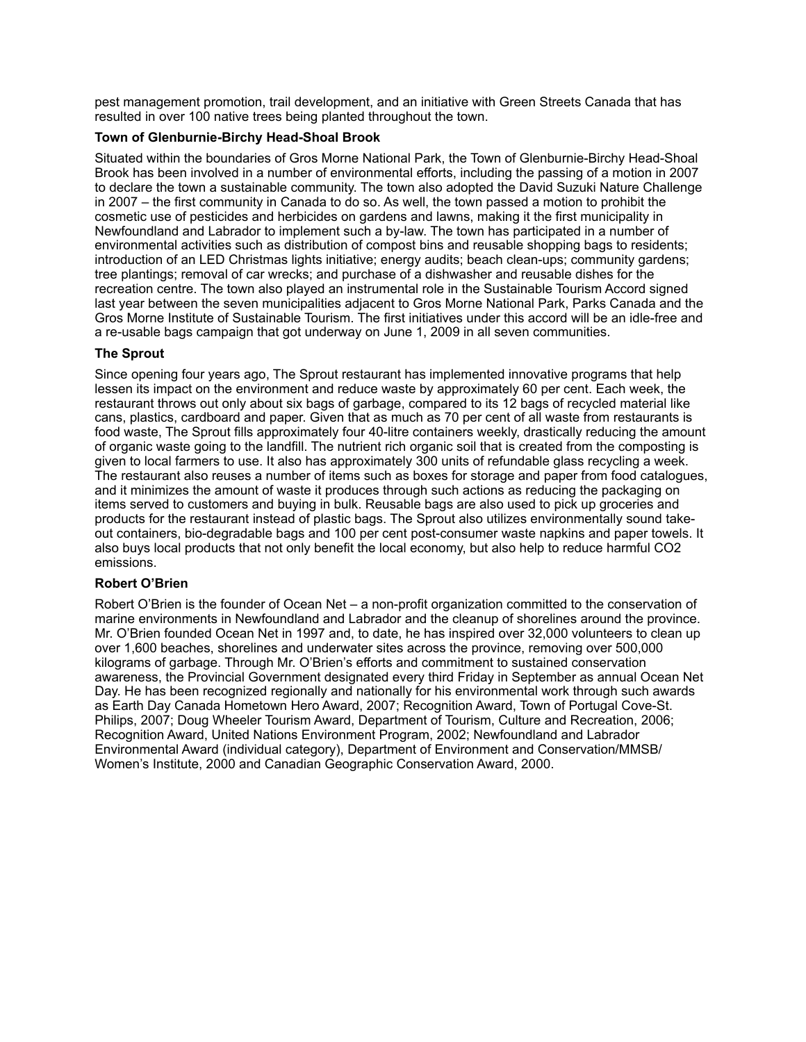pest management promotion, trail development, and an initiative with Green Streets Canada that has resulted in over 100 native trees being planted throughout the town.

**Town of Glenburnie-Birchy Head-Shoal Brook**

Situated within the boundaries of Gros Morne National Park, the Town of Glenburnie-Birchy Head-Shoal Brook has been involved in a number of environmental efforts, including the passing of a motion in 2007 to declare the town a sustainable community. The town also adopted the David Suzuki Nature Challenge in 2007 – the first community in Canada to do so. As well, the town passed a motion to prohibit the cosmetic use of pesticides and herbicides on gardens and lawns, making it the first municipality in Newfoundland and Labrador to implement such a by-law. The town has participated in a number of environmental activities such as distribution of compost bins and reusable shopping bags to residents; introduction of an LED Christmas lights initiative; energy audits; beach clean-ups; community gardens; tree plantings; removal of car wrecks; and purchase of a dishwasher and reusable dishes for the recreation centre. The town also played an instrumental role in the Sustainable Tourism Accord signed last year between the seven municipalities adjacent to Gros Morne National Park, Parks Canada and the Gros Morne Institute of Sustainable Tourism. The first initiatives under this accord will be an idle-free and a re-usable bags campaign that got underway on June 1, 2009 in all seven communities.

**The Sprout**

Since opening four years ago, The Sprout restaurant has implemented innovative programs that help lessen its impact on the environment and reduce waste by approximately 60 per cent. Each week, the restaurant throws out only about six bags of garbage, compared to its 12 bags of recycled material like cans, plastics, cardboard and paper. Given that as much as 70 per cent of all waste from restaurants is food waste, The Sprout fills approximately four 40-litre containers weekly, drastically reducing the amount of organic waste going to the landfill. The nutrient rich organic soil that is created from the composting is given to local farmers to use. It also has approximately 300 units of refundable glass recycling a week. The restaurant also reuses a number of items such as boxes for storage and paper from food catalogues, and it minimizes the amount of waste it produces through such actions as reducing the packaging on items served to customers and buying in bulk. Reusable bags are also used to pick up groceries and products for the restaurant instead of plastic bags. The Sprout also utilizes environmentally sound take-out containers, bio-degradable bags and 100 per cent post-consumer waste napkins and paper towels. It also buys local products that not only benefit the local economy, but also help to reduce harmful $CO_2$ emissions.

**Robert O'Brien**

Robert O'Brien is the founder of Ocean Net – a non-profit organization committed to the conservation of marine environments in Newfoundland and Labrador and the cleanup of shorelines around the province. Mr. O'Brien founded Ocean Net in 1997 and, to date, he has inspired over 32,000 volunteers to clean up over 1,600 beaches, shorelines and underwater sites across the province, removing over 500,000 kilograms of garbage. Through Mr. O'Brien's efforts and commitment to sustained conservation awareness, the Provincial Government designated every third Friday in September as annual Ocean Net Day. He has been recognized regionally and nationally for his environmental work through such awards as Earth Day Canada Hometown Hero Award, 2007; Recognition Award, Town of Portugal Cove-St. Philips, 2007; Doug Wheeler Tourism Award, Department of Tourism, Culture and Recreation, 2006; Recognition Award, United Nations Environment Program, 2002; Newfoundland and Labrador Environmental Award (individual category), Department of Environment and Conservation/MMSB/ Women's Institute, 2000 and Canadian Geographic Conservation Award, 2000.